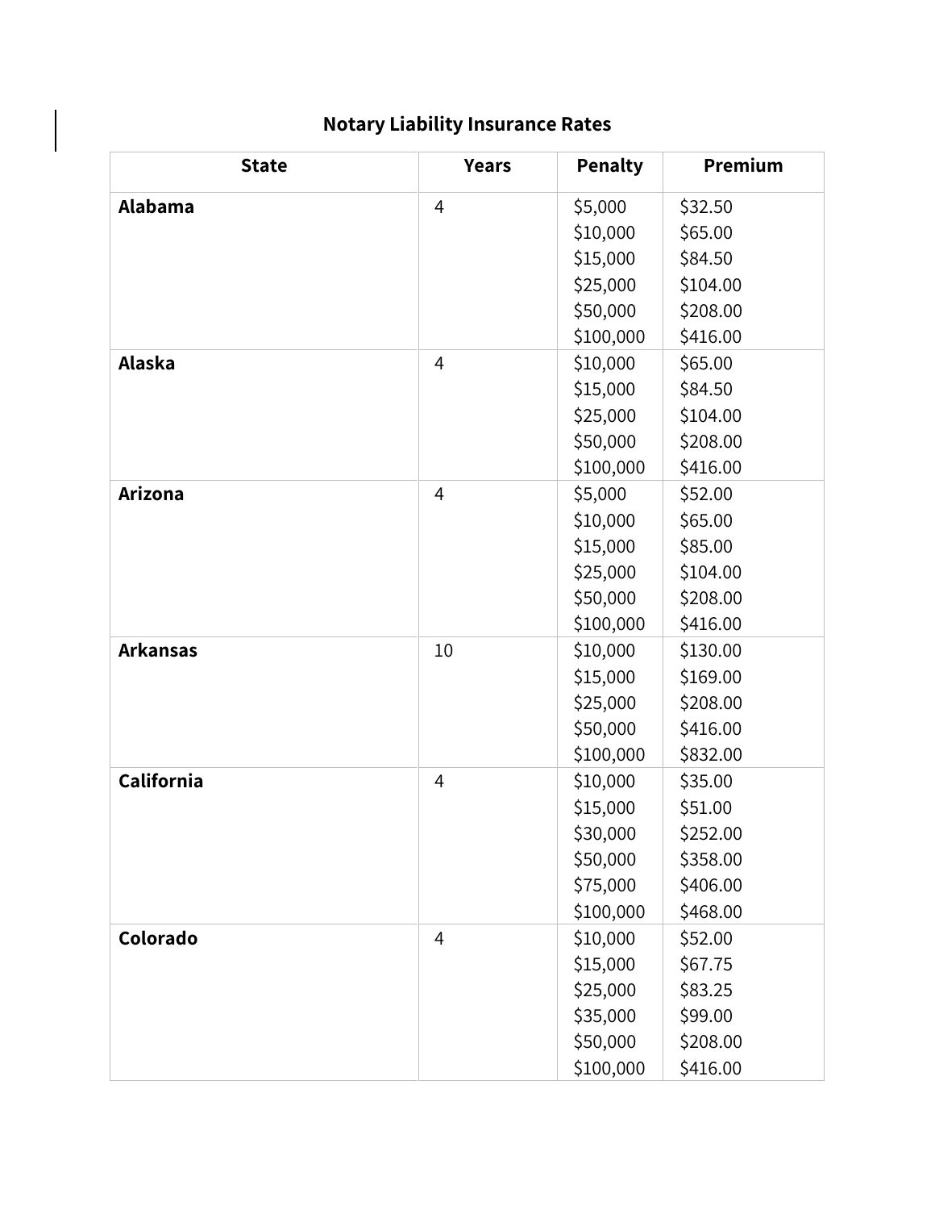# Notary Liability Insurance Rates

| State | Years | Penalty | Premium |
|---|---|---|---|
| **Alabama** | 4 | $5,000 | $32.50 |
| | | $10,000 | $65.00 |
| | | $15,000 | $84.50 |
| | | $25,000 | $104.00 |
| | | $50,000 | $208.00 |
| | | $100,000 | $416.00 |
| **Alaska** | 4 | $10,000 | $65.00 |
| | | $15,000 | $84.50 |
| | | $25,000 | $104.00 |
| | | $50,000 | $208.00 |
| | | $100,000 | $416.00 |
| **Arizona** | 4 | $5,000 | $52.00 |
| | | $10,000 | $65.00 |
| | | $15,000 | $85.00 |
| | | $25,000 | $104.00 |
| | | $50,000 | $208.00 |
| | | $100,000 | $416.00 |
| **Arkansas** | 10 | $10,000 | $130.00 |
| | | $15,000 | $169.00 |
| | | $25,000 | $208.00 |
| | | $50,000 | $416.00 |
| | | $100,000 | $832.00 |
| **California** | 4 | $10,000 | $35.00 |
| | | $15,000 | $51.00 |
| | | $30,000 | $252.00 |
| | | $50,000 | $358.00 |
| | | $75,000 | $406.00 |
| | | $100,000 | $468.00 |
| **Colorado** | 4 | $10,000 | $52.00 |
| | | $15,000 | $67.75 |
| | | $25,000 | $83.25 |
| | | $35,000 | $99.00 |
| | | $50,000 | $208.00 |
| | | $100,000 | $416.00 |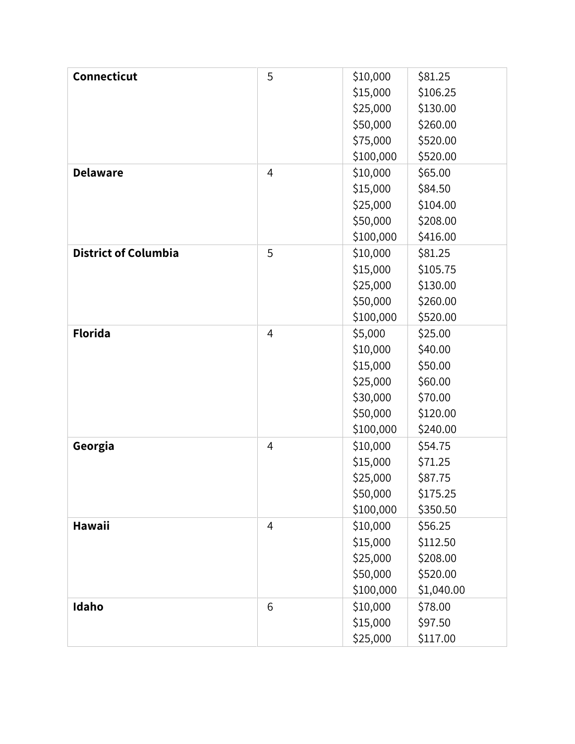| | | | |
|---|---|---|---|
| **Connecticut** | 5 | $10,000 | $81.25 |
| | | $15,000 | $106.25 |
| | | $25,000 | $130.00 |
| | | $50,000 | $260.00 |
| | | $75,000 | $520.00 |
| | | $100,000 | $520.00 |
| **Delaware** | 4 | $10,000 | $65.00 |
| | | $15,000 | $84.50 |
| | | $25,000 | $104.00 |
| | | $50,000 | $208.00 |
| | | $100,000 | $416.00 |
| **District of Columbia** | 5 | $10,000 | $81.25 |
| | | $15,000 | $105.75 |
| | | $25,000 | $130.00 |
| | | $50,000 | $260.00 |
| | | $100,000 | $520.00 |
| **Florida** | 4 | $5,000 | $25.00 |
| | | $10,000 | $40.00 |
| | | $15,000 | $50.00 |
| | | $25,000 | $60.00 |
| | | $30,000 | $70.00 |
| | | $50,000 | $120.00 |
| | | $100,000 | $240.00 |
| **Georgia** | 4 | $10,000 | $54.75 |
| | | $15,000 | $71.25 |
| | | $25,000 | $87.75 |
| | | $50,000 | $175.25 |
| | | $100,000 | $350.50 |
| **Hawaii** | 4 | $10,000 | $56.25 |
| | | $15,000 | $112.50 |
| | | $25,000 | $208.00 |
| | | $50,000 | $520.00 |
| | | $100,000 | $1,040.00 |
| **Idaho** | 6 | $10,000 | $78.00 |
| | | $15,000 | $97.50 |
| | | $25,000 | $117.00 |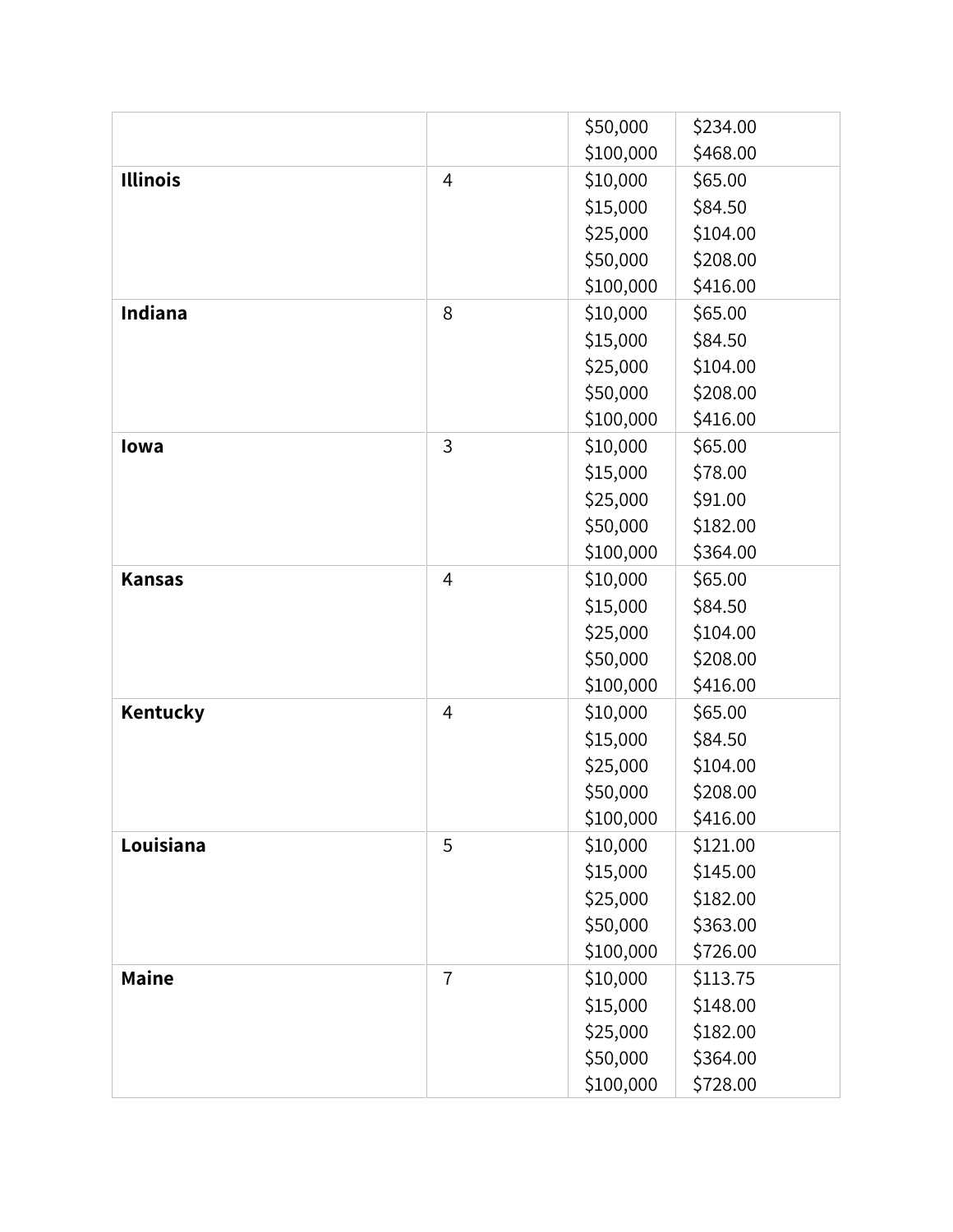| | | | |
|---|---|---|---|
| | | $50,000<br>$100,000 | $234.00<br>$468.00 |
| **Illinois** | 4 | $10,000<br>$15,000<br>$25,000<br>$50,000<br>$100,000 | $65.00<br>$84.50<br>$104.00<br>$208.00<br>$416.00 |
| **Indiana** | 8 | $10,000<br>$15,000<br>$25,000<br>$50,000<br>$100,000 | $65.00<br>$84.50<br>$104.00<br>$208.00<br>$416.00 |
| **Iowa** | 3 | $10,000<br>$15,000<br>$25,000<br>$50,000<br>$100,000 | $65.00<br>$78.00<br>$91.00<br>$182.00<br>$364.00 |
| **Kansas** | 4 | $10,000<br>$15,000<br>$25,000<br>$50,000<br>$100,000 | $65.00<br>$84.50<br>$104.00<br>$208.00<br>$416.00 |
| **Kentucky** | 4 | $10,000<br>$15,000<br>$25,000<br>$50,000<br>$100,000 | $65.00<br>$84.50<br>$104.00<br>$208.00<br>$416.00 |
| **Louisiana** | 5 | $10,000<br>$15,000<br>$25,000<br>$50,000<br>$100,000 | $121.00<br>$145.00<br>$182.00<br>$363.00<br>$726.00 |
| **Maine** | 7 | $10,000<br>$15,000<br>$25,000<br>$50,000<br>$100,000 | $113.75<br>$148.00<br>$182.00<br>$364.00<br>$728.00 |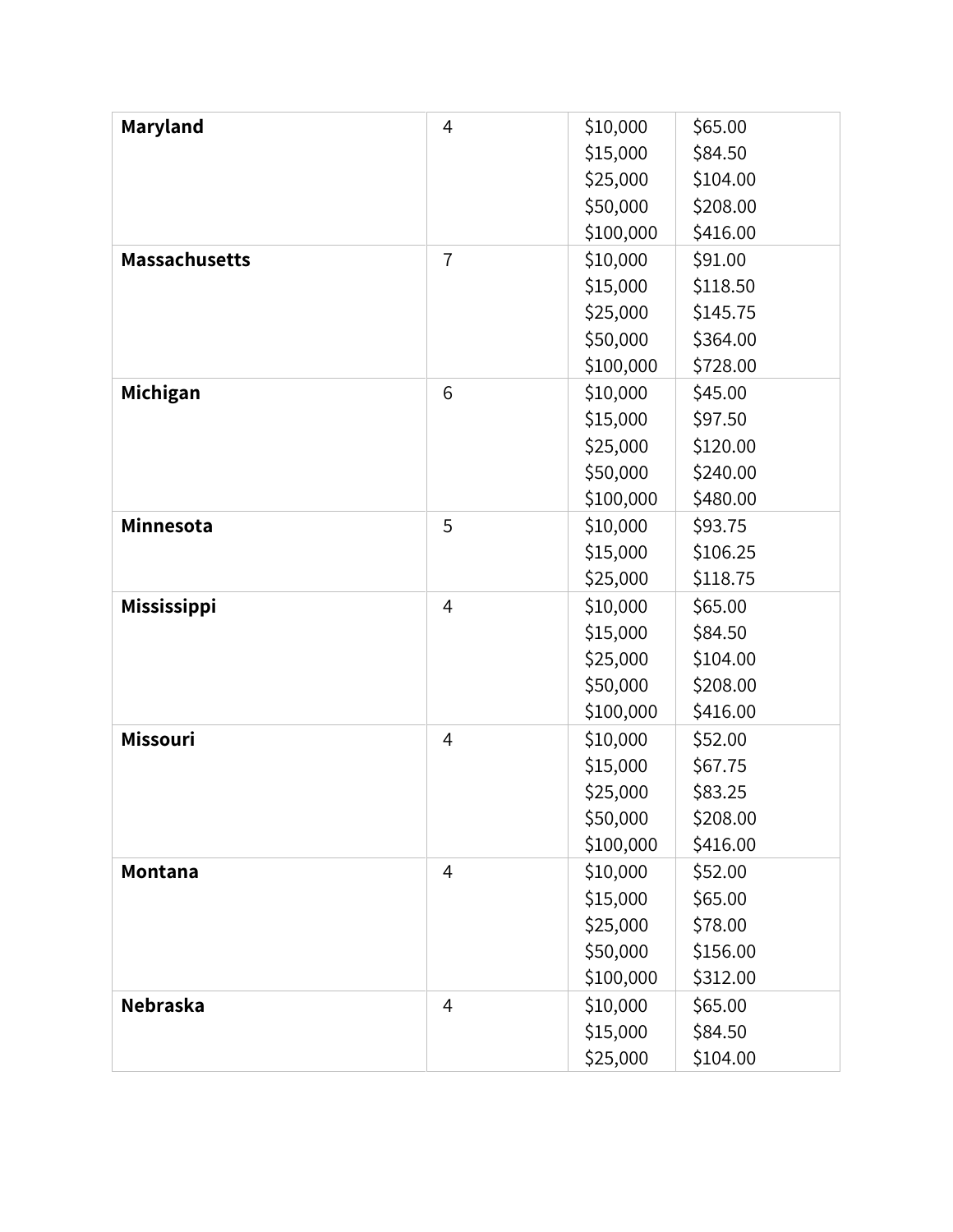| | | | |
|---|---|---|---|
| **Maryland** | 4 | $10,000<br>$15,000<br>$25,000<br>$50,000<br>$100,000 | $65.00<br>$84.50<br>$104.00<br>$208.00<br>$416.00 |
| **Massachusetts** | 7 | $10,000<br>$15,000<br>$25,000<br>$50,000<br>$100,000 | $91.00<br>$118.50<br>$145.75<br>$364.00<br>$728.00 |
| **Michigan** | 6 | $10,000<br>$15,000<br>$25,000<br>$50,000<br>$100,000 | $45.00<br>$97.50<br>$120.00<br>$240.00<br>$480.00 |
| **Minnesota** | 5 | $10,000<br>$15,000<br>$25,000 | $93.75<br>$106.25<br>$118.75 |
| **Mississippi** | 4 | $10,000<br>$15,000<br>$25,000<br>$50,000<br>$100,000 | $65.00<br>$84.50<br>$104.00<br>$208.00<br>$416.00 |
| **Missouri** | 4 | $10,000<br>$15,000<br>$25,000<br>$50,000<br>$100,000 | $52.00<br>$67.75<br>$83.25<br>$208.00<br>$416.00 |
| **Montana** | 4 | $10,000<br>$15,000<br>$25,000<br>$50,000<br>$100,000 | $52.00<br>$65.00<br>$78.00<br>$156.00<br>$312.00 |
| **Nebraska** | 4 | $10,000<br>$15,000<br>$25,000 | $65.00<br>$84.50<br>$104.00 |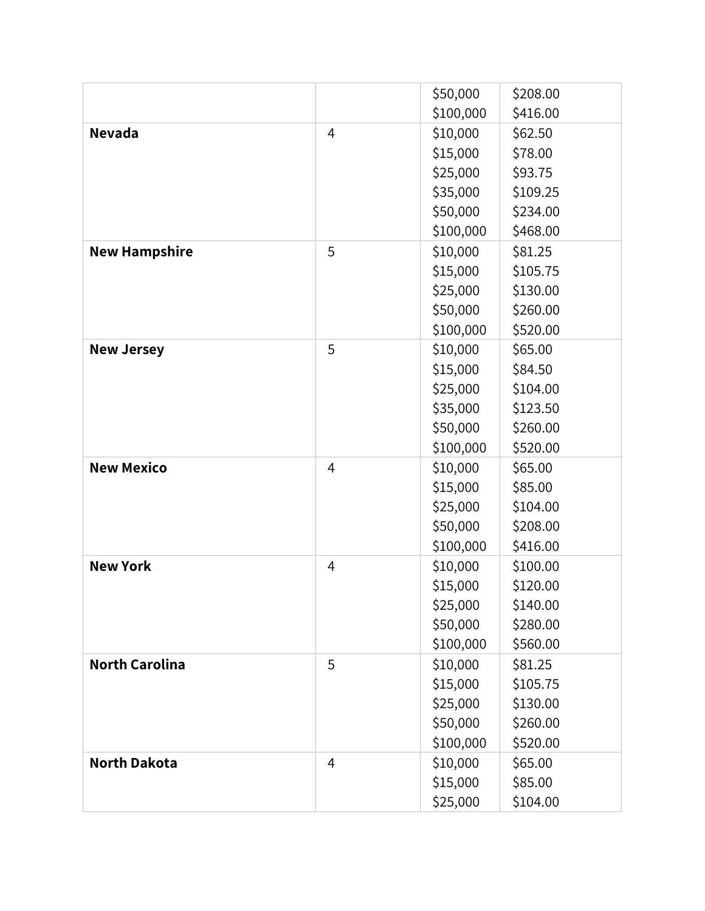| | | | |
|---|---|---|---|
| | | $50,000<br>$100,000 | $208.00<br>$416.00 |
| **Nevada** | 4 | $10,000<br>$15,000<br>$25,000<br>$35,000<br>$50,000<br>$100,000 | $62.50<br>$78.00<br>$93.75<br>$109.25<br>$234.00<br>$468.00 |
| **New Hampshire** | 5 | $10,000<br>$15,000<br>$25,000<br>$50,000<br>$100,000 | $81.25<br>$105.75<br>$130.00<br>$260.00<br>$520.00 |
| **New Jersey** | 5 | $10,000<br>$15,000<br>$25,000<br>$35,000<br>$50,000<br>$100,000 | $65.00<br>$84.50<br>$104.00<br>$123.50<br>$260.00<br>$520.00 |
| **New Mexico** | 4 | $10,000<br>$15,000<br>$25,000<br>$50,000<br>$100,000 | $65.00<br>$85.00<br>$104.00<br>$208.00<br>$416.00 |
| **New York** | 4 | $10,000<br>$15,000<br>$25,000<br>$50,000<br>$100,000 | $100.00<br>$120.00<br>$140.00<br>$280.00<br>$560.00 |
| **North Carolina** | 5 | $10,000<br>$15,000<br>$25,000<br>$50,000<br>$100,000 | $81.25<br>$105.75<br>$130.00<br>$260.00<br>$520.00 |
| **North Dakota** | 4 | $10,000<br>$15,000<br>$25,000 | $65.00<br>$85.00<br>$104.00 |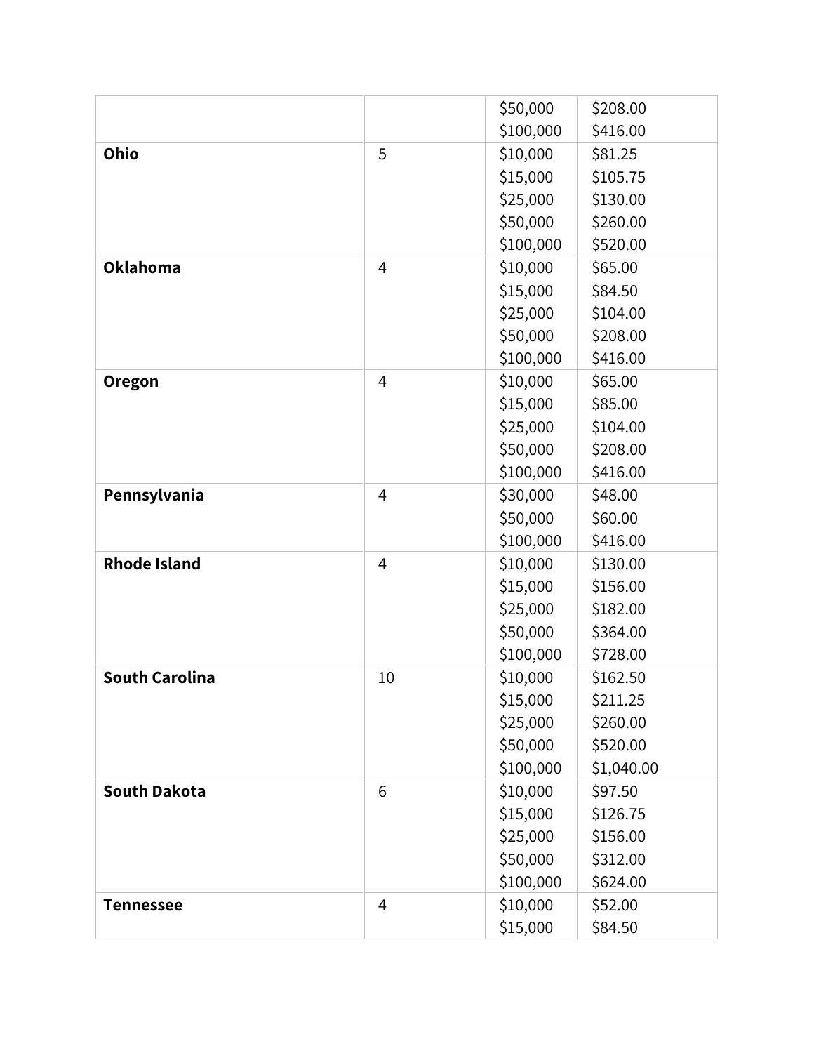| | | | |
|---|---|---|---|
| | | $50,000<br>$100,000 | $208.00<br>$416.00 |
| **Ohio** | 5 | $10,000<br>$15,000<br>$25,000<br>$50,000<br>$100,000 | $81.25<br>$105.75<br>$130.00<br>$260.00<br>$520.00 |
| **Oklahoma** | 4 | $10,000<br>$15,000<br>$25,000<br>$50,000<br>$100,000 | $65.00<br>$84.50<br>$104.00<br>$208.00<br>$416.00 |
| **Oregon** | 4 | $10,000<br>$15,000<br>$25,000<br>$50,000<br>$100,000 | $65.00<br>$85.00<br>$104.00<br>$208.00<br>$416.00 |
| **Pennsylvania** | 4 | $30,000<br>$50,000<br>$100,000 | $48.00<br>$60.00<br>$416.00 |
| **Rhode Island** | 4 | $10,000<br>$15,000<br>$25,000<br>$50,000<br>$100,000 | $130.00<br>$156.00<br>$182.00<br>$364.00<br>$728.00 |
| **South Carolina** | 10 | $10,000<br>$15,000<br>$25,000<br>$50,000<br>$100,000 | $162.50<br>$211.25<br>$260.00<br>$520.00<br>$1,040.00 |
| **South Dakota** | 6 | $10,000<br>$15,000<br>$25,000<br>$50,000<br>$100,000 | $97.50<br>$126.75<br>$156.00<br>$312.00<br>$624.00 |
| **Tennessee** | 4 | $10,000<br>$15,000 | $52.00<br>$84.50 |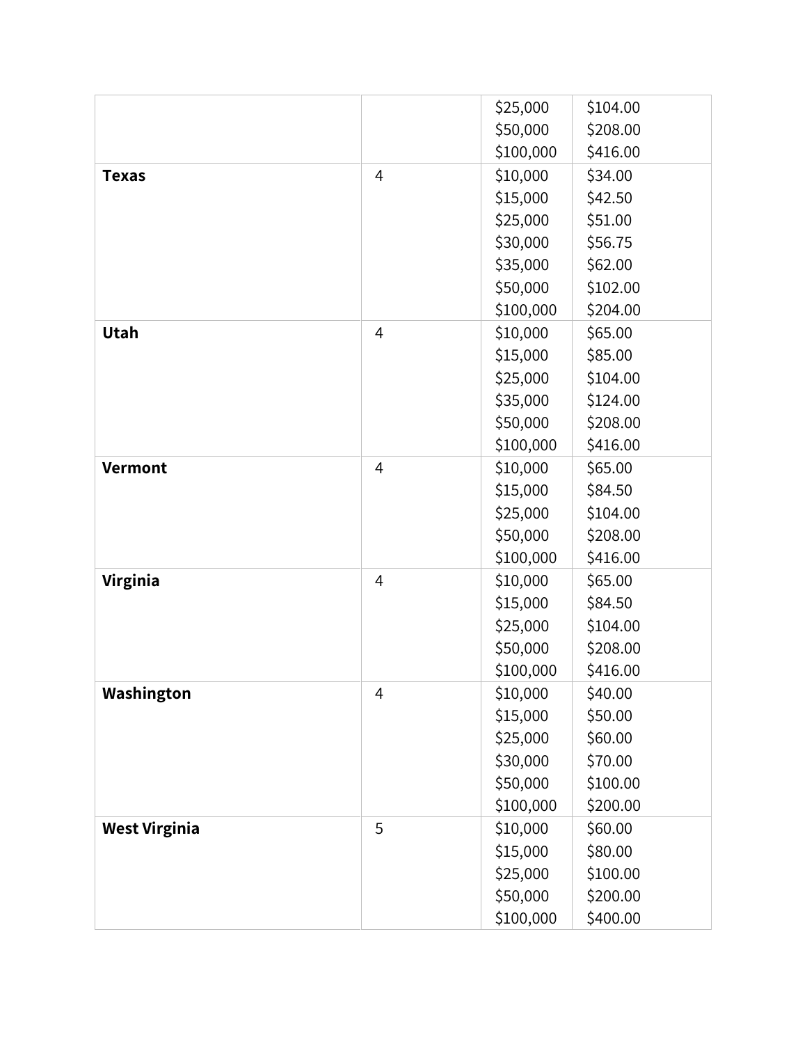| | | | |
|---|---|---|---|
| | | \$25,000<br>\$50,000<br>\$100,000 | \$104.00<br>\$208.00<br>\$416.00 |
| **Texas** | 4 | \$10,000<br>\$15,000<br>\$25,000<br>\$30,000<br>\$35,000<br>\$50,000<br>\$100,000 | \$34.00<br>\$42.50<br>\$51.00<br>\$56.75<br>\$62.00<br>\$102.00<br>\$204.00 |
| **Utah** | 4 | \$10,000<br>\$15,000<br>\$25,000<br>\$35,000<br>\$50,000<br>\$100,000 | \$65.00<br>\$85.00<br>\$104.00<br>\$124.00<br>\$208.00<br>\$416.00 |
| **Vermont** | 4 | \$10,000<br>\$15,000<br>\$25,000<br>\$50,000<br>\$100,000 | \$65.00<br>\$84.50<br>\$104.00<br>\$208.00<br>\$416.00 |
| **Virginia** | 4 | \$10,000<br>\$15,000<br>\$25,000<br>\$50,000<br>\$100,000 | \$65.00<br>\$84.50<br>\$104.00<br>\$208.00<br>\$416.00 |
| **Washington** | 4 | \$10,000<br>\$15,000<br>\$25,000<br>\$30,000<br>\$50,000<br>\$100,000 | \$40.00<br>\$50.00<br>\$60.00<br>\$70.00<br>\$100.00<br>\$200.00 |
| **West Virginia** | 5 | \$10,000<br>\$15,000<br>\$25,000<br>\$50,000<br>\$100,000 | \$60.00<br>\$80.00<br>\$100.00<br>\$200.00<br>\$400.00 |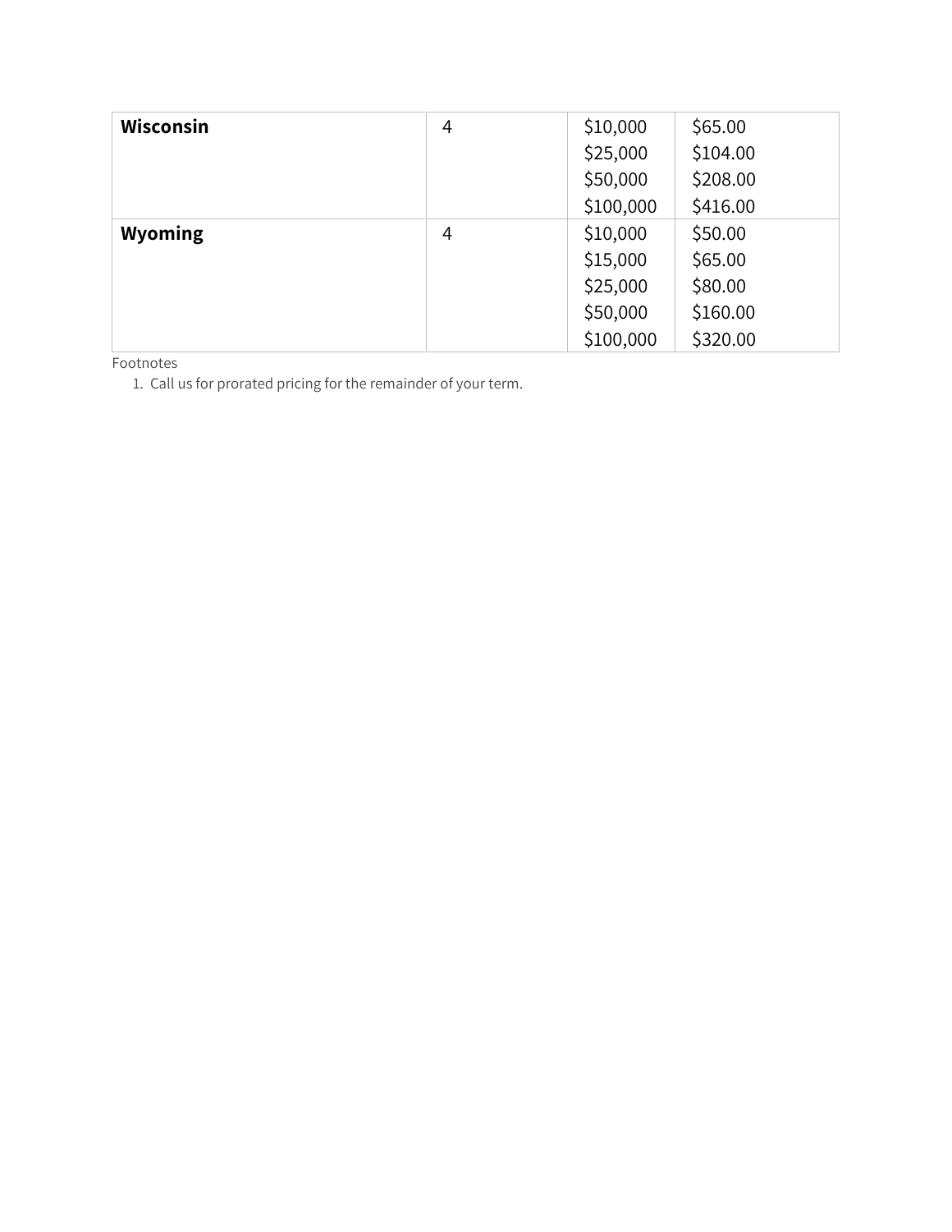| | | | |
|---|---|---|---|
| **Wisconsin** | 4 | $10,000<br>$25,000<br>$50,000<br>$100,000 | $65.00<br>$104.00<br>$208.00<br>$416.00 |
| **Wyoming** | 4 | $10,000<br>$15,000<br>$25,000<br>$50,000<br>$100,000 | $50.00<br>$65.00<br>$80.00<br>$160.00<br>$320.00 |

Footnotes

1. Call us for prorated pricing for the remainder of your term.